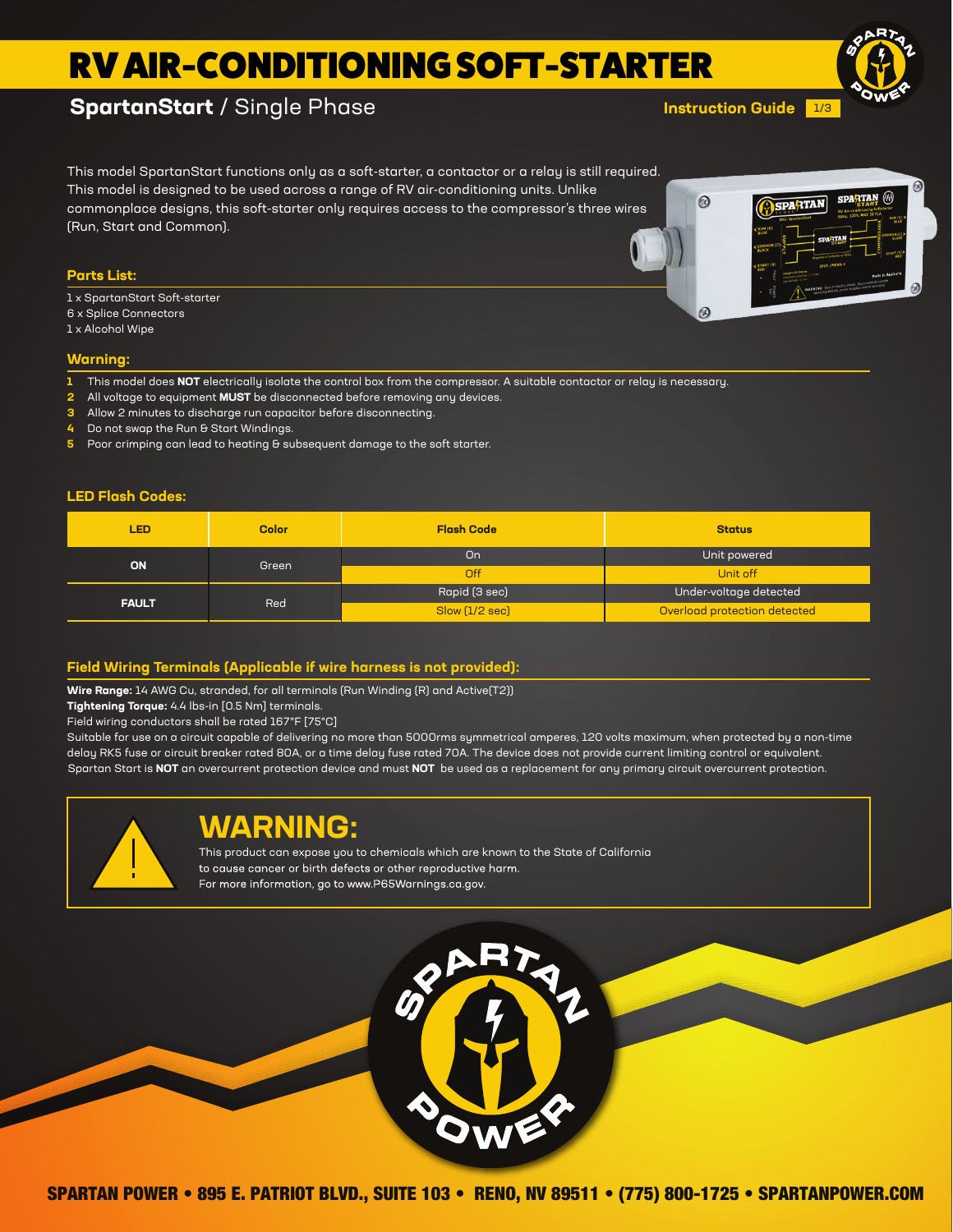# RV AIR-CONDITIONING SOFT-STARTER

## SpartanStart / Single Phase

Instruction Guide

This model SpartanStart functions only as a soft-starter, a contactor or a relay is still required. This model is designed to be used across a range of RV air-conditioning units. Unlike commonplace designs, this soft-starter only requires access to the compressor's three wires (Run, Start and Common).

### Parts List:

1 x SpartanStart Soft-starter
6 x Splice Connectors
1 x Alcohol Wipe

### Warning:

1. This model does **NOT** electrically isolate the control box from the compressor. A suitable contactor or relay is necessary.
2. All voltage to equipment **MUST** be disconnected before removing any devices.
3. Allow 2 minutes to discharge run capacitor before disconnecting.
4. Do not swap the Run & Start Windings.
5. Poor crimping can lead to heating & subsequent damage to the soft starter.

### LED Flash Codes:

| LED | Color | Flash Code | Status |
|---|---|---|---|
| ON | Green | On | Unit powered |
| | | Off | Unit off |
| FAULT | Red | Rapid (3 sec) | Under-voltage detected |
| | | Slow (1/2 sec) | Overload protection detected |

### Field Wiring Terminals (Applicable if wire harness is not provided):

**Wire Range:** 14 AWG Cu, stranded, for all terminals (Run Winding (R) and Active(T2))
**Tightening Torque:** 4.4 lbs-in [0.5 Nm] terminals.
Field wiring conductors shall be rated 167°F [75°C]
Suitable for use on a circuit capable of delivering no more than 5000rms symmetrical amperes, 120 volts maximum, when protected by a non-time delay RK5 fuse or circuit breaker rated 80A, or a time delay fuse rated 70A. The device does not provide current limiting control or equivalent.
Spartan Start is **NOT** an overcurrent protection device and must **NOT** be used as a replacement for any primary circuit overcurrent protection.

## WARNING:

This product can expose you to chemicals which are known to the State of California to cause cancer or birth defects or other reproductive harm.
For more information, go to www.P65Warnings.ca.gov.

SPARTAN POWER • 895 E. PATRIOT BLVD., SUITE 103 • RENO, NV 89511 • (775) 800-1725 • SPARTANPOWER.COM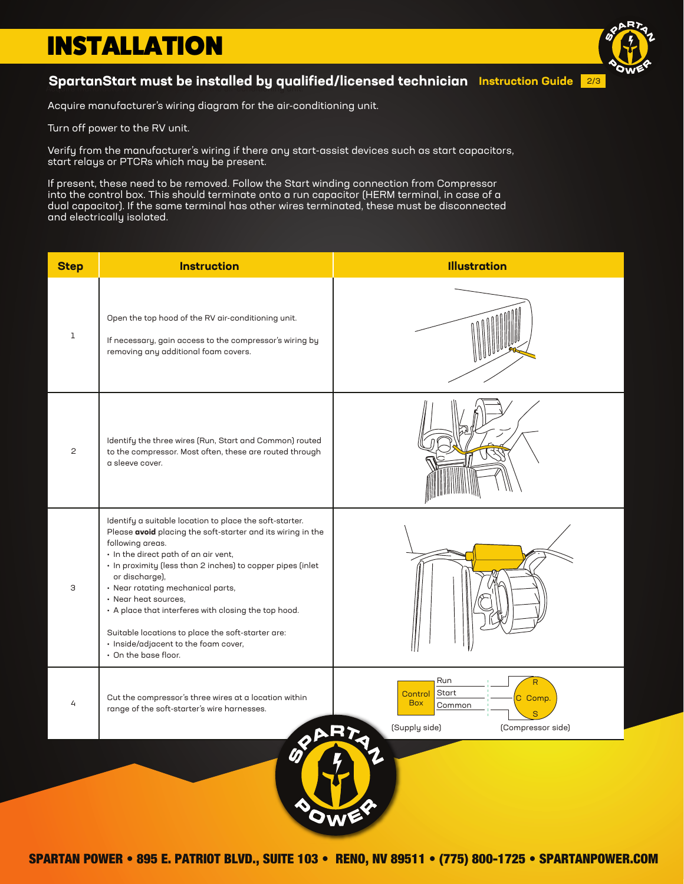# INSTALLATION

## SpartanStart must be installed by qualified/licensed technician

Acquire manufacturer's wiring diagram for the air-conditioning unit.

Turn off power to the RV unit.

Verify from the manufacturer's wiring if there any start-assist devices such as start capacitors, start relays or PTCRs which may be present.

If present, these need to be removed. Follow the Start winding connection from Compressor into the control box. This should terminate onto a run capacitor (HERM terminal, in case of a dual capacitor). If the same terminal has other wires terminated, these must be disconnected and electrically isolated.

| Step | Instruction | Illustration |
|---|---|---|
| 1 | Open the top hood of the RV air-conditioning unit.<br><br>If necessary, gain access to the compressor's wiring by removing any additional foam covers. | |
| 2 | Identify the three wires (Run, Start and Common) routed to the compressor. Most often, these are routed through a sleeve cover. | |
| 3 | Identify a suitable location to place the soft-starter. Please **avoid** placing the soft-starter and its wiring in the following areas.<br>• In the direct path of an air vent,<br>• In proximity (less than 2 inches) to copper pipes (inlet or discharge),<br>• Near rotating mechanical parts,<br>• Near heat sources,<br>• A place that interferes with closing the top hood.<br><br>Suitable locations to place the soft-starter are:<br>• Inside/adjacent to the foam cover,<br>• On the base floor. | |
| 4 | Cut the compressor's three wires at a location within range of the soft-starter's wire harnesses. | Control Box — Run, Start, Common — R, C, S Comp.<br>(Supply side) (Compressor side) |

SPARTAN POWER • 895 E. PATRIOT BLVD., SUITE 103 • RENO, NV 89511 • (775) 800-1725 • SPARTANPOWER.COM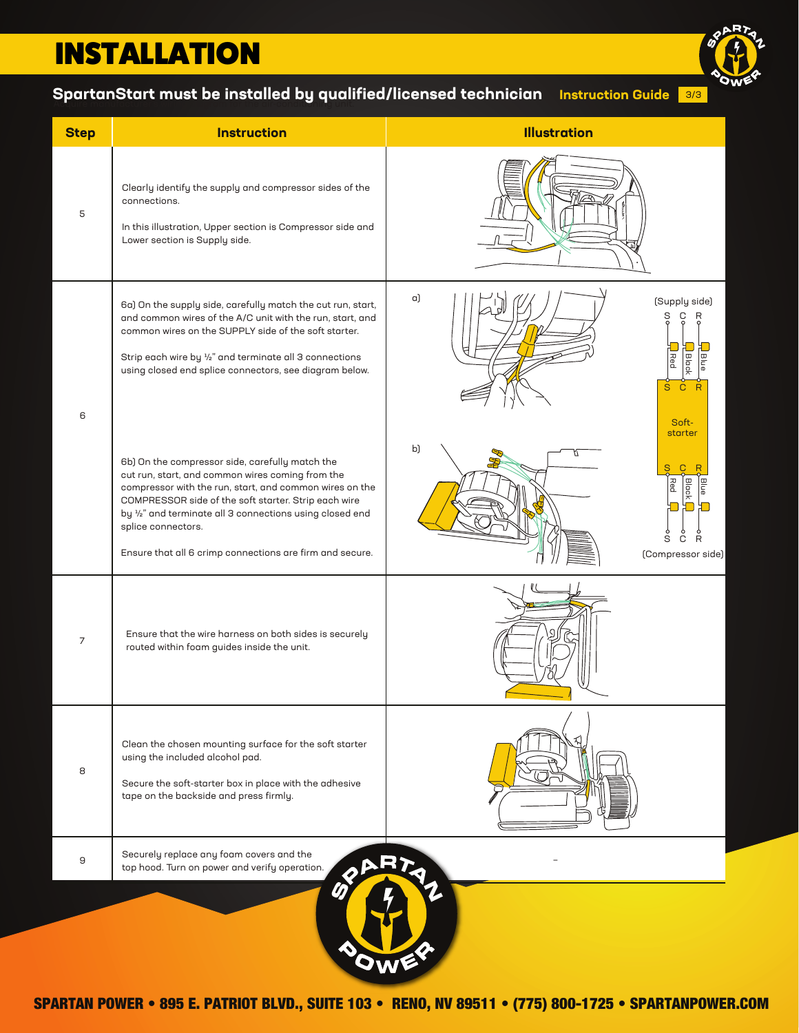# INSTALLATION

## SpartanStart must be installed by qualified/licensed technician

Instruction Guide 3/3

| Step | Instruction | Illustration |
|---|---|---|
| 5 | Clearly identify the supply and compressor sides of the connections.<br><br>In this illustration, Upper section is Compressor side and Lower section is Supply side. | |
| 6 | 6a) On the supply side, carefully match the cut run, start, and common wires of the A/C unit with the run, start, and common wires on the SUPPLY side of the soft starter.<br><br>Strip each wire by ½" and terminate all 3 connections using closed end splice connectors, see diagram below.<br><br>6b) On the compressor side, carefully match the cut run, start, and common wires coming from the compressor with the run, start, and common wires on the COMPRESSOR side of the soft starter. Strip each wire by ½" and terminate all 3 connections using closed end splice connectors.<br><br>Ensure that all 6 crimp connections are firm and secure. | a)<br>b)<br>(Supply side)<br>S C R<br>Red Black Blue<br>S C R<br>Soft-starter<br>S C R<br>Red Black Blue<br>S C R<br>(Compressor side) |
| 7 | Ensure that the wire harness on both sides is securely routed within foam guides inside the unit. | |
| 8 | Clean the chosen mounting surface for the soft starter using the included alcohol pad.<br><br>Secure the soft-starter box in place with the adhesive tape on the backside and press firmly. | |
| 9 | Securely replace any foam covers and the top hood. Turn on power and verify operation. | – |

SPARTAN POWER • 895 E. PATRIOT BLVD., SUITE 103 • RENO, NV 89511 • (775) 800-1725 • SPARTANPOWER.COM